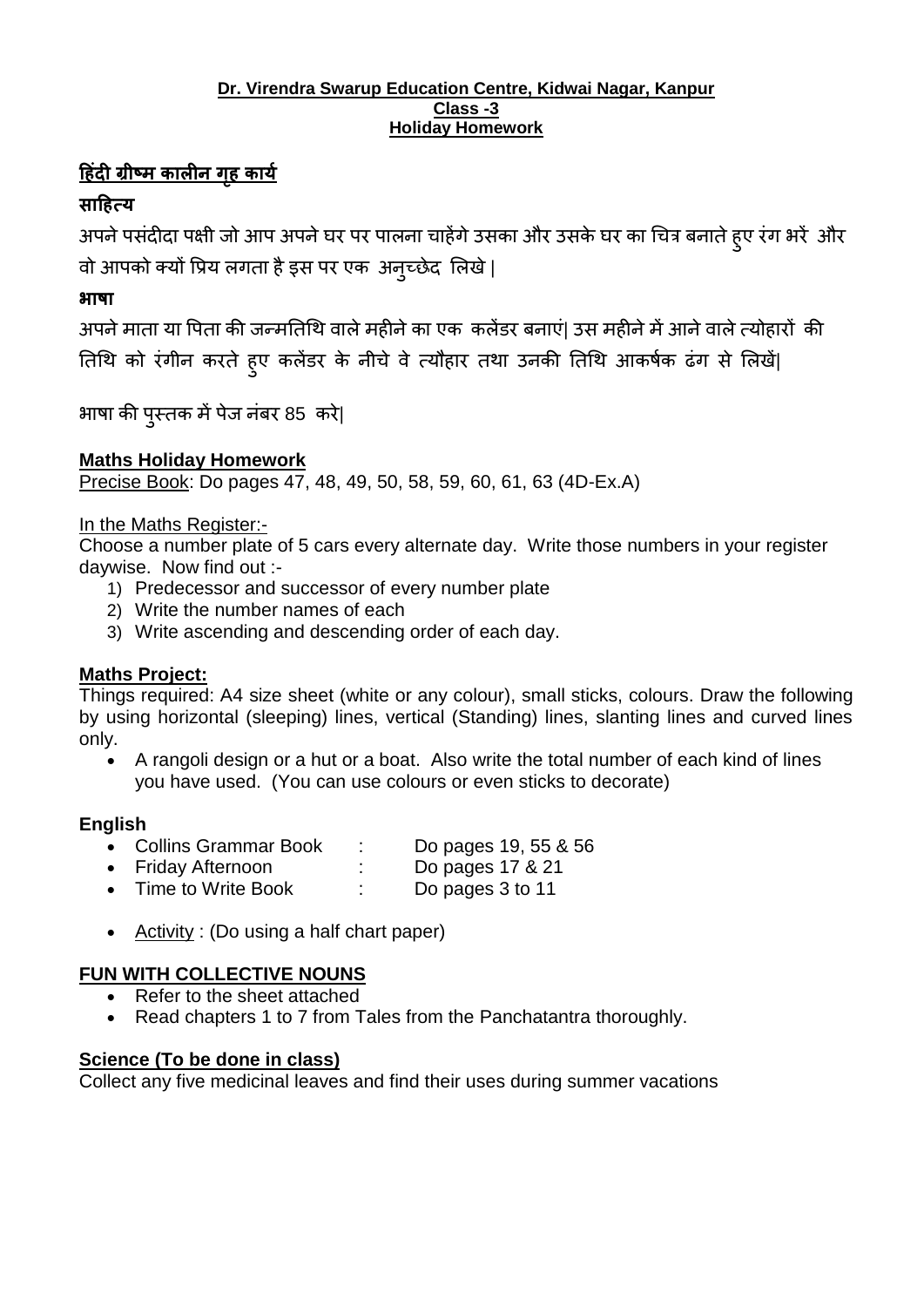**Dr. Virendra Swarup Education Centre, Kidwai Nagar, Kanpur**
**Class -3**
**Holiday Homework**

## हिंदी ग्रीष्म कालीन गृह कार्य

**साहित्य**

अपने पसंदीदा पक्षी जो आप अपने घर पर पालना चाहेंगे उसका और उसके घर का चित्र बनाते हुए रंग भरें और वो आपको क्यों प्रिय लगता है इस पर एक अनुच्छेद लिखे |

**भाषा**

अपने माता या पिता की जन्मतिथि वाले महीने का एक कलेंडर बनाएं| उस महीने में आने वाले त्योहारों की तिथि को रंगीन करते हुए कलेंडर के नीचे वे त्यौहार तथा उनकी तिथि आकर्षक ढंग से लिखें|

भाषा की पुस्तक में पेज नंबर 85 करे|

## Maths Holiday Homework

Precise Book: Do pages 47, 48, 49, 50, 58, 59, 60, 61, 63 (4D-Ex.A)

In the Maths Register:-

Choose a number plate of 5 cars every alternate day. Write those numbers in your register daywise. Now find out :-

1) Predecessor and successor of every number plate
2) Write the number names of each
3) Write ascending and descending order of each day.

## Maths Project:

Things required: A4 size sheet (white or any colour), small sticks, colours. Draw the following by using horizontal (sleeping) lines, vertical (Standing) lines, slanting lines and curved lines only.

- A rangoli design or a hut or a boat. Also write the total number of each kind of lines you have used. (You can use colours or even sticks to decorate)

## English

- Collins Grammar Book : Do pages 19, 55 & 56
- Friday Afternoon : Do pages 17 & 21
- Time to Write Book : Do pages 3 to 11

- Activity : (Do using a half chart paper)

## FUN WITH COLLECTIVE NOUNS

- Refer to the sheet attached
- Read chapters 1 to 7 from Tales from the Panchatantra thoroughly.

## Science (To be done in class)

Collect any five medicinal leaves and find their uses during summer vacations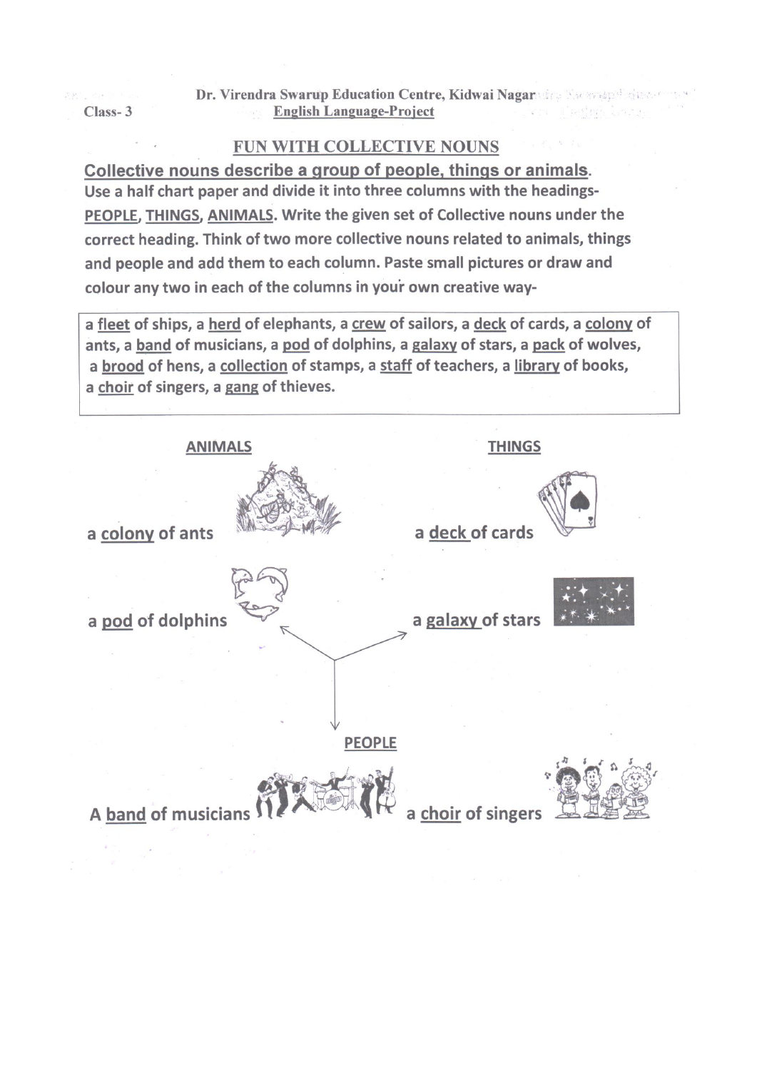Dr. Virendra Swarup Education Centre, Kidwai Nagar

Class- 3

English Language-Project

## FUN WITH COLLECTIVE NOUNS

**Collective nouns describe a group of people, things or animals.**

**Use a half chart paper and divide it into three columns with the headings- PEOPLE, THINGS, ANIMALS. Write the given set of Collective nouns under the correct heading. Think of two more collective nouns related to animals, things and people and add them to each column. Paste small pictures or draw and colour any two in each of the columns in your own creative way-**

> a fleet of ships, a herd of elephants, a crew of sailors, a deck of cards, a colony of ants, a band of musicians, a pod of dolphins, a galaxy of stars, a pack of wolves, a brood of hens, a collection of stamps, a staff of teachers, a library of books, a choir of singers, a gang of thieves.

**ANIMALS**

a colony of ants

a pod of dolphins

**THINGS**

a deck of cards

a galaxy of stars

**PEOPLE**

A band of musicians

a choir of singers